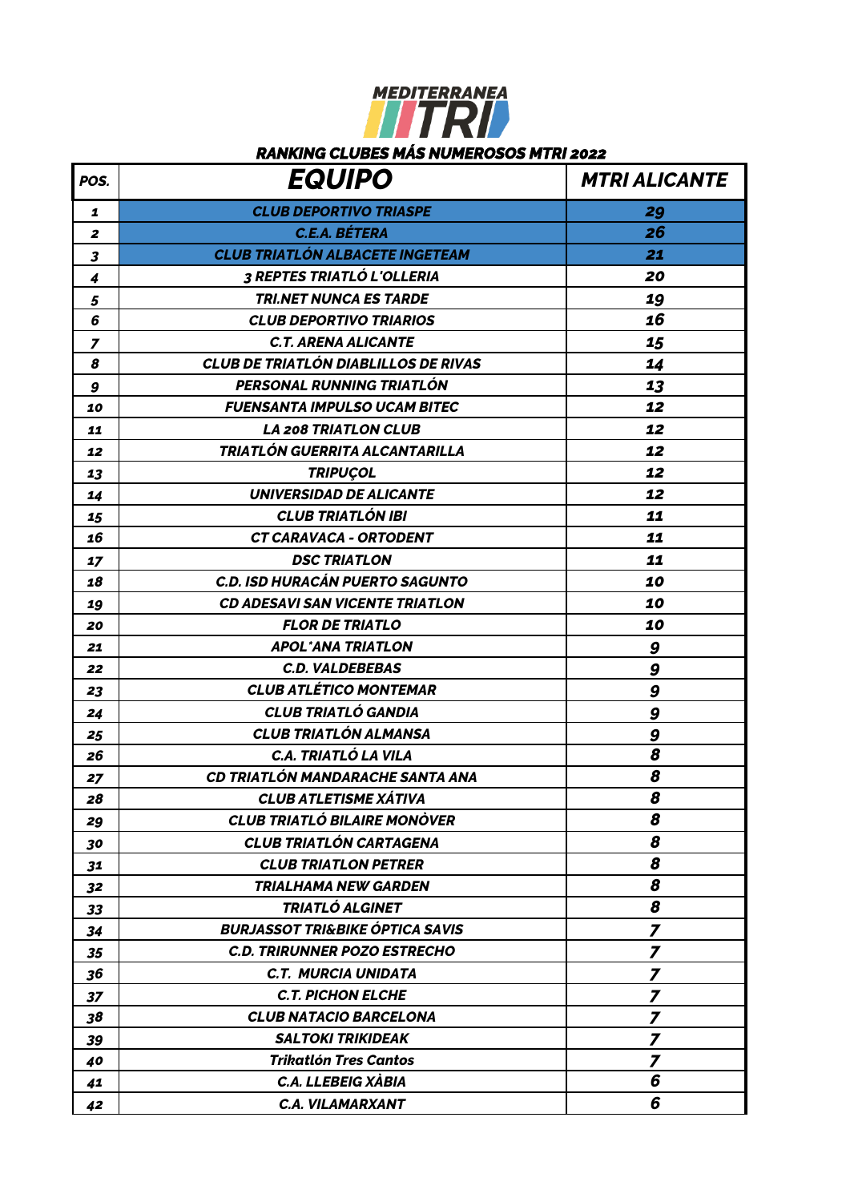MEDITERRANEA TRI

**RANKING CLUBES MÁS NUMEROSOS MTRI 2022**

| POS. | EQUIPO | MTRI ALICANTE |
|---|---|---|
| 1 | CLUB DEPORTIVO TRIASPE | 29 |
| 2 | C.E.A. BÉTERA | 26 |
| 3 | CLUB TRIATLÓN ALBACETE INGETEAM | 21 |
| 4 | 3 REPTES TRIATLÓ L'OLLERIA | 20 |
| 5 | TRI.NET NUNCA ES TARDE | 19 |
| 6 | CLUB DEPORTIVO TRIARIOS | 16 |
| 7 | C.T. ARENA ALICANTE | 15 |
| 8 | CLUB DE TRIATLÓN DIABLILLOS DE RIVAS | 14 |
| 9 | PERSONAL RUNNING TRIATLÓN | 13 |
| 10 | FUENSANTA IMPULSO UCAM BITEC | 12 |
| 11 | LA 208 TRIATLON CLUB | 12 |
| 12 | TRIATLÓN GUERRITA ALCANTARILLA | 12 |
| 13 | TRIPUÇOL | 12 |
| 14 | UNIVERSIDAD DE ALICANTE | 12 |
| 15 | CLUB TRIATLÓN IBI | 11 |
| 16 | CT CARAVACA - ORTODENT | 11 |
| 17 | DSC TRIATLON | 11 |
| 18 | C.D. ISD HURACÁN PUERTO SAGUNTO | 10 |
| 19 | CD ADESAVI SAN VICENTE TRIATLON | 10 |
| 20 | FLOR DE TRIATLO | 10 |
| 21 | APOL·ANA TRIATLON | 9 |
| 22 | C.D. VALDEBEBAS | 9 |
| 23 | CLUB ATLÉTICO MONTEMAR | 9 |
| 24 | CLUB TRIATLÓ GANDIA | 9 |
| 25 | CLUB TRIATLÓN ALMANSA | 9 |
| 26 | C.A. TRIATLÓ LA VILA | 8 |
| 27 | CD TRIATLÓN MANDARACHE SANTA ANA | 8 |
| 28 | CLUB ATLETISME XÁTIVA | 8 |
| 29 | CLUB TRIATLÓ BILAIRE MONÒVER | 8 |
| 30 | CLUB TRIATLÓN CARTAGENA | 8 |
| 31 | CLUB TRIATLON PETRER | 8 |
| 32 | TRIALHAMA NEW GARDEN | 8 |
| 33 | TRIATLÓ ALGINET | 8 |
| 34 | BURJASSOT TRI&BIKE ÓPTICA SAVIS | 7 |
| 35 | C.D. TRIRUNNER POZO ESTRECHO | 7 |
| 36 | C.T. MURCIA UNIDATA | 7 |
| 37 | C.T. PICHON ELCHE | 7 |
| 38 | CLUB NATACIO BARCELONA | 7 |
| 39 | SALTOKI TRIKIDEAK | 7 |
| 40 | Trikatlón Tres Cantos | 7 |
| 41 | C.A. LLEBEIG XÀBIA | 6 |
| 42 | C.A. VILAMARXANT | 6 |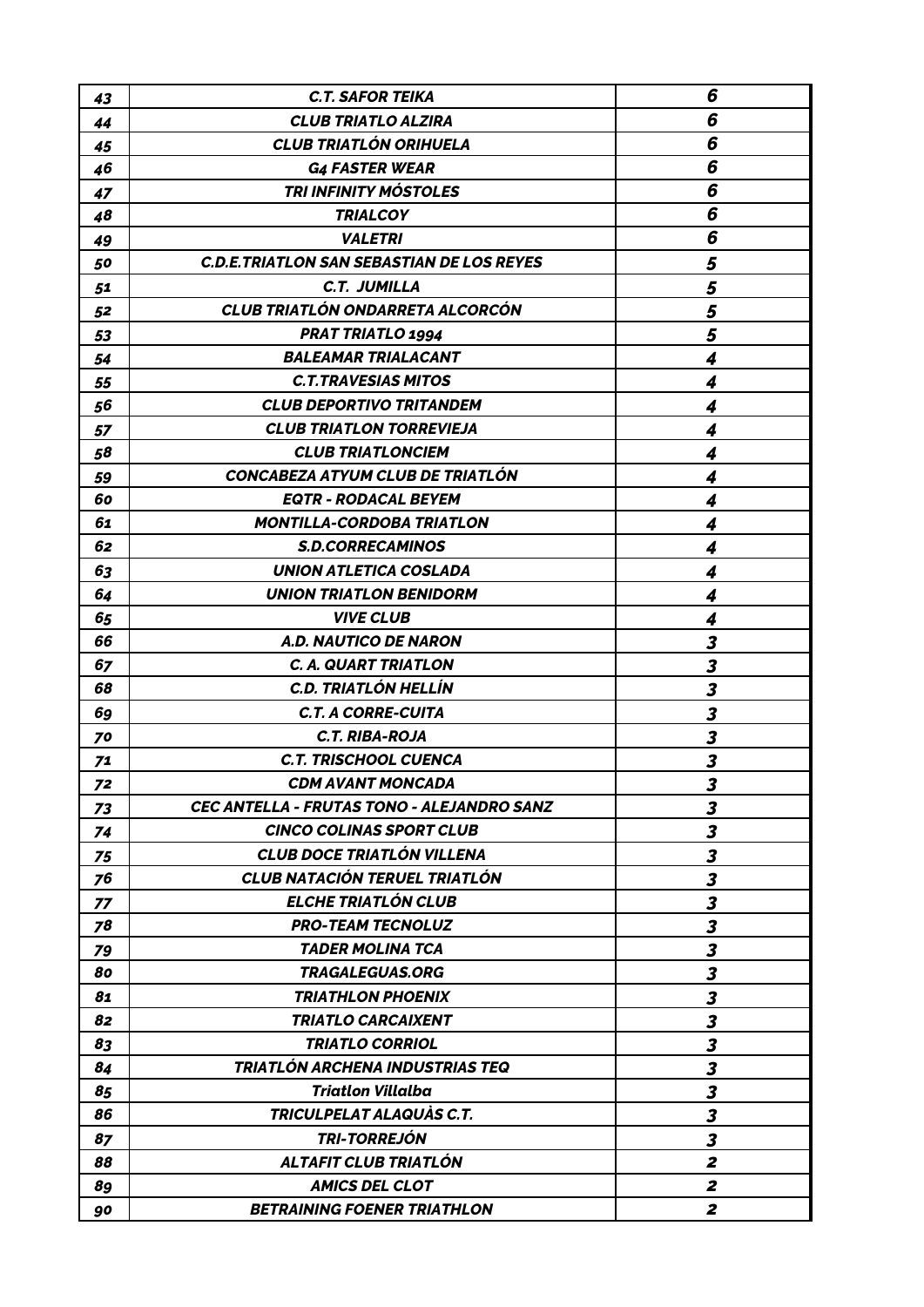| | | |
|---|---|---|
| *43* | ***C.T. SAFOR TEIKA*** | ***6*** |
| *44* | ***CLUB TRIATLO ALZIRA*** | ***6*** |
| *45* | ***CLUB TRIATLÓN ORIHUELA*** | ***6*** |
| *46* | ***G4 FASTER WEAR*** | ***6*** |
| *47* | ***TRI INFINITY MÓSTOLES*** | ***6*** |
| *48* | ***TRIALCOY*** | ***6*** |
| *49* | ***VALETRI*** | ***6*** |
| *50* | ***C.D.E.TRIATLON SAN SEBASTIAN DE LOS REYES*** | ***5*** |
| *51* | ***C.T. JUMILLA*** | ***5*** |
| *52* | ***CLUB TRIATLÓN ONDARRETA ALCORCÓN*** | ***5*** |
| *53* | ***PRAT TRIATLO 1994*** | ***5*** |
| *54* | ***BALEAMAR TRIALACANT*** | ***4*** |
| *55* | ***C.T.TRAVESIAS MITOS*** | ***4*** |
| *56* | ***CLUB DEPORTIVO TRITANDEM*** | ***4*** |
| *57* | ***CLUB TRIATLON TORREVIEJA*** | ***4*** |
| *58* | ***CLUB TRIATLONCIEM*** | ***4*** |
| *59* | ***CONCABEZA ATYUM CLUB DE TRIATLÓN*** | ***4*** |
| *60* | ***EQTR - RODACAL BEYEM*** | ***4*** |
| *61* | ***MONTILLA-CORDOBA TRIATLON*** | ***4*** |
| *62* | ***S.D.CORRECAMINOS*** | ***4*** |
| *63* | ***UNION ATLETICA COSLADA*** | ***4*** |
| *64* | ***UNION TRIATLON BENIDORM*** | ***4*** |
| *65* | ***VIVE CLUB*** | ***4*** |
| *66* | ***A.D. NAUTICO DE NARON*** | ***3*** |
| *67* | ***C. A. QUART TRIATLON*** | ***3*** |
| *68* | ***C.D. TRIATLÓN HELLÍN*** | ***3*** |
| *69* | ***C.T. A CORRE-CUITA*** | ***3*** |
| *70* | ***C.T. RIBA-ROJA*** | ***3*** |
| *71* | ***C.T. TRISCHOOL CUENCA*** | ***3*** |
| *72* | ***CDM AVANT MONCADA*** | ***3*** |
| *73* | ***CEC ANTELLA - FRUTAS TONO - ALEJANDRO SANZ*** | ***3*** |
| *74* | ***CINCO COLINAS SPORT CLUB*** | ***3*** |
| *75* | ***CLUB DOCE TRIATLÓN VILLENA*** | ***3*** |
| *76* | ***CLUB NATACIÓN TERUEL TRIATLÓN*** | ***3*** |
| *77* | ***ELCHE TRIATLÓN CLUB*** | ***3*** |
| *78* | ***PRO-TEAM TECNOLUZ*** | ***3*** |
| *79* | ***TADER MOLINA TCA*** | ***3*** |
| *80* | ***TRAGALEGUAS.ORG*** | ***3*** |
| *81* | ***TRIATHLON PHOENIX*** | ***3*** |
| *82* | ***TRIATLO CARCAIXENT*** | ***3*** |
| *83* | ***TRIATLO CORRIOL*** | ***3*** |
| *84* | ***TRIATLÓN ARCHENA INDUSTRIAS TEQ*** | ***3*** |
| *85* | ***Triatlon Villalba*** | ***3*** |
| *86* | ***TRICULPELAT ALAQUÀS C.T.*** | ***3*** |
| *87* | ***TRI-TORREJÓN*** | ***3*** |
| *88* | ***ALTAFIT CLUB TRIATLÓN*** | ***2*** |
| *89* | ***AMICS DEL CLOT*** | ***2*** |
| *90* | ***BETRAINING FOENER TRIATHLON*** | ***2*** |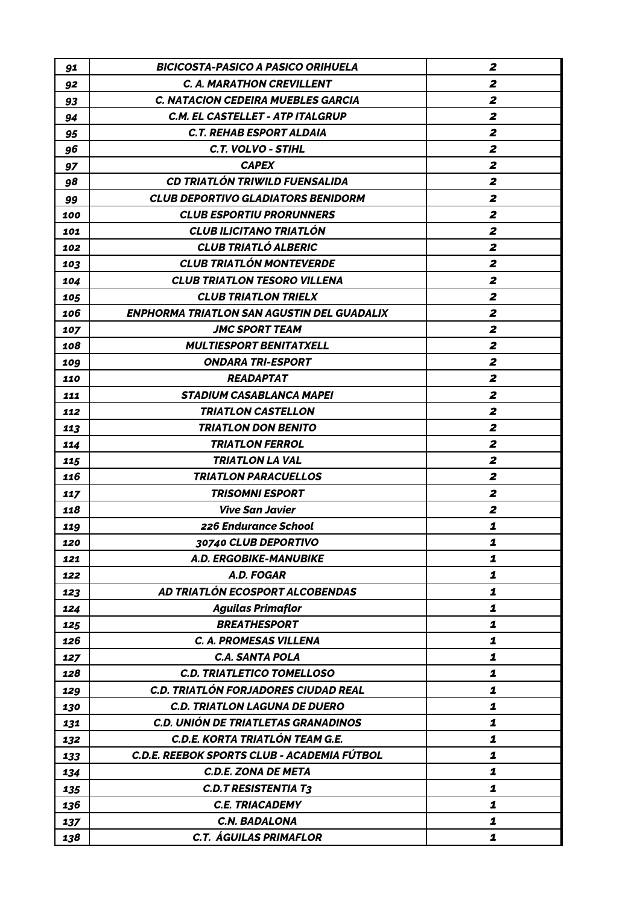| | | |
|---|---|---|
| *91* | *BICICOSTA-PASICO A PASICO ORIHUELA* | *2* |
| *92* | *C. A. MARATHON CREVILLENT* | *2* |
| *93* | *C. NATACION CEDEIRA MUEBLES GARCIA* | *2* |
| *94* | *C.M. EL CASTELLET - ATP ITALGRUP* | *2* |
| *95* | *C.T. REHAB ESPORT ALDAIA* | *2* |
| *96* | *C.T. VOLVO - STIHL* | *2* |
| *97* | *CAPEX* | *2* |
| *98* | *CD TRIATLÓN TRIWILD FUENSALIDA* | *2* |
| *99* | *CLUB DEPORTIVO GLADIATORS BENIDORM* | *2* |
| *100* | *CLUB ESPORTIU PRORUNNERS* | *2* |
| *101* | *CLUB ILICITANO TRIATLÓN* | *2* |
| *102* | *CLUB TRIATLÓ ALBERIC* | *2* |
| *103* | *CLUB TRIATLÓN MONTEVERDE* | *2* |
| *104* | *CLUB TRIATLON TESORO VILLENA* | *2* |
| *105* | *CLUB TRIATLON TRIELX* | *2* |
| *106* | *ENPHORMA TRIATLON SAN AGUSTIN DEL GUADALIX* | *2* |
| *107* | *JMC SPORT TEAM* | *2* |
| *108* | *MULTIESPORT BENITATXELL* | *2* |
| *109* | *ONDARA TRI-ESPORT* | *2* |
| *110* | *READAPTAT* | *2* |
| *111* | *STADIUM CASABLANCA MAPEI* | *2* |
| *112* | *TRIATLON CASTELLON* | *2* |
| *113* | *TRIATLON DON BENITO* | *2* |
| *114* | *TRIATLON FERROL* | *2* |
| *115* | *TRIATLON LA VAL* | *2* |
| *116* | *TRIATLON PARACUELLOS* | *2* |
| *117* | *TRISOMNI ESPORT* | *2* |
| *118* | *Vive San Javier* | *2* |
| *119* | *226 Endurance School* | *1* |
| *120* | *30740 CLUB DEPORTIVO* | *1* |
| *121* | *A.D. ERGOBIKE-MANUBIKE* | *1* |
| *122* | *A.D. FOGAR* | *1* |
| *123* | *AD TRIATLÓN ECOSPORT ALCOBENDAS* | *1* |
| *124* | *Aguilas Primaflor* | *1* |
| *125* | *BREATHESPORT* | *1* |
| *126* | *C. A. PROMESAS VILLENA* | *1* |
| *127* | *C.A. SANTA POLA* | *1* |
| *128* | *C.D. TRIATLETICO TOMELLOSO* | *1* |
| *129* | *C.D. TRIATLÓN FORJADORES CIUDAD REAL* | *1* |
| *130* | *C.D. TRIATLON LAGUNA DE DUERO* | *1* |
| *131* | *C.D. UNIÓN DE TRIATLETAS GRANADINOS* | *1* |
| *132* | *C.D.E. KORTA TRIATLÓN TEAM G.E.* | *1* |
| *133* | *C.D.E. REEBOK SPORTS CLUB - ACADEMIA FÚTBOL* | *1* |
| *134* | *C.D.E. ZONA DE META* | *1* |
| *135* | *C.D.T RESISTENTIA T3* | *1* |
| *136* | *C.E. TRIACADEMY* | *1* |
| *137* | *C.N. BADALONA* | *1* |
| *138* | *C.T. ÁGUILAS PRIMAFLOR* | *1* |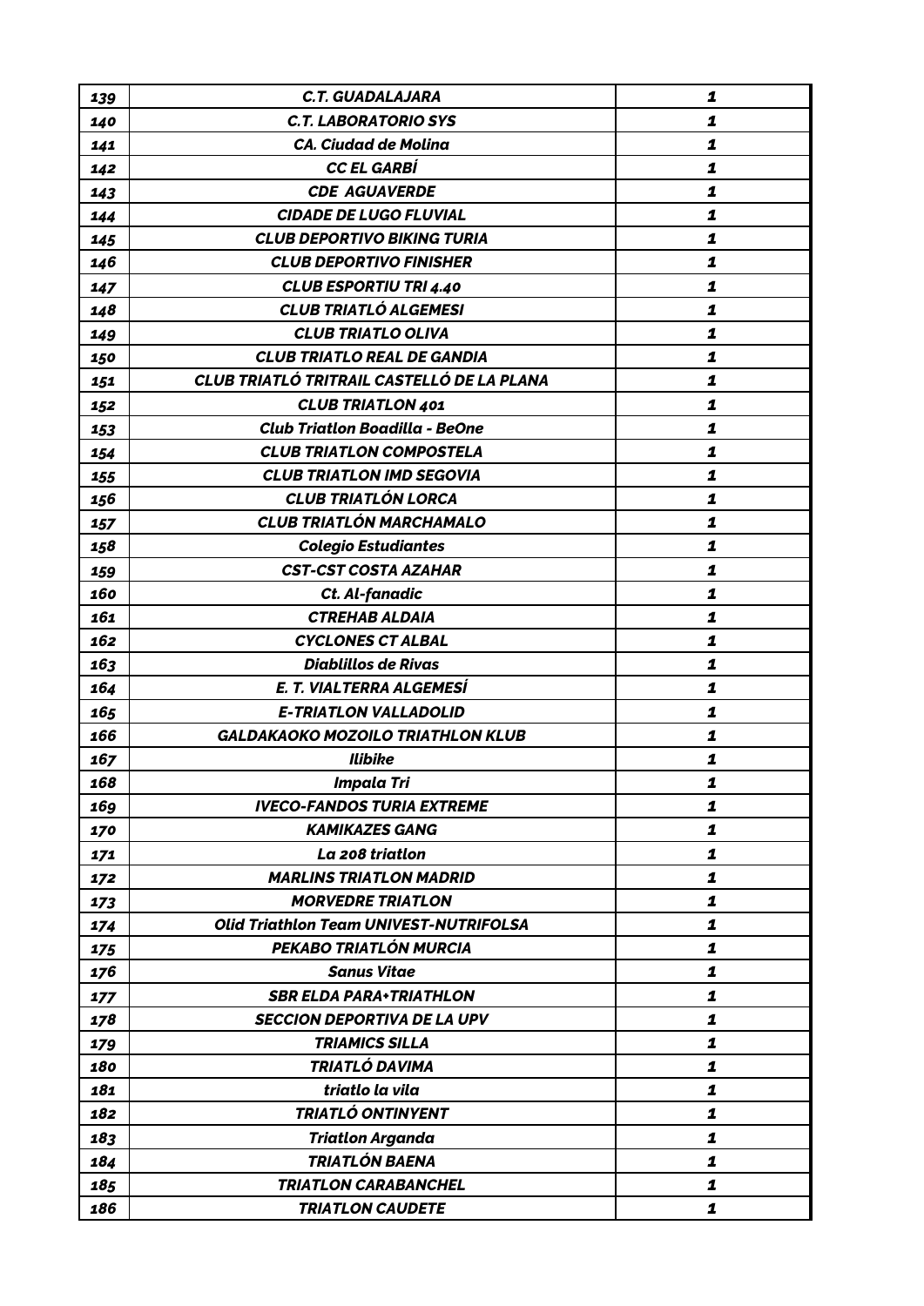| | | |
|---|---|---|
| *139* | *C.T. GUADALAJARA* | *1* |
| *140* | *C.T. LABORATORIO SYS* | *1* |
| *141* | *CA. Ciudad de Molina* | *1* |
| *142* | *CC EL GARBÍ* | *1* |
| *143* | *CDE AGUAVERDE* | *1* |
| *144* | *CIDADE DE LUGO FLUVIAL* | *1* |
| *145* | *CLUB DEPORTIVO BIKING TURIA* | *1* |
| *146* | *CLUB DEPORTIVO FINISHER* | *1* |
| *147* | *CLUB ESPORTIU TRI 4.40* | *1* |
| *148* | *CLUB TRIATLÓ ALGEMESI* | *1* |
| *149* | *CLUB TRIATLO OLIVA* | *1* |
| *150* | *CLUB TRIATLO REAL DE GANDIA* | *1* |
| *151* | *CLUB TRIATLÓ TRITRAIL CASTELLÓ DE LA PLANA* | *1* |
| *152* | *CLUB TRIATLON 401* | *1* |
| *153* | *Club Triatlon Boadilla - BeOne* | *1* |
| *154* | *CLUB TRIATLON COMPOSTELA* | *1* |
| *155* | *CLUB TRIATLON IMD SEGOVIA* | *1* |
| *156* | *CLUB TRIATLÓN LORCA* | *1* |
| *157* | *CLUB TRIATLÓN MARCHAMALO* | *1* |
| *158* | *Colegio Estudiantes* | *1* |
| *159* | *CST-CST COSTA AZAHAR* | *1* |
| *160* | *Ct. Al-fanadic* | *1* |
| *161* | *CTREHAB ALDAIA* | *1* |
| *162* | *CYCLONES CT ALBAL* | *1* |
| *163* | *Diablillos de Rivas* | *1* |
| *164* | *E. T. VIALTERRA ALGEMESÍ* | *1* |
| *165* | *E-TRIATLON VALLADOLID* | *1* |
| *166* | *GALDAKAOKO MOZOILO TRIATHLON KLUB* | *1* |
| *167* | *Ilibike* | *1* |
| *168* | *Impala Tri* | *1* |
| *169* | *IVECO-FANDOS TURIA EXTREME* | *1* |
| *170* | *KAMIKAZES GANG* | *1* |
| *171* | *La 208 triatlon* | *1* |
| *172* | *MARLINS TRIATLON MADRID* | *1* |
| *173* | *MORVEDRE TRIATLON* | *1* |
| *174* | *Olid Triathlon Team UNIVEST-NUTRIFOLSA* | *1* |
| *175* | *PEKABO TRIATLÓN MURCIA* | *1* |
| *176* | *Sanus Vitae* | *1* |
| *177* | *SBR ELDA PARA+TRIATHLON* | *1* |
| *178* | *SECCION DEPORTIVA DE LA UPV* | *1* |
| *179* | *TRIAMICS SILLA* | *1* |
| *180* | *TRIATLÓ DAVIMA* | *1* |
| *181* | *triatlo la vila* | *1* |
| *182* | *TRIATLÓ ONTINYENT* | *1* |
| *183* | *Triatlon Arganda* | *1* |
| *184* | *TRIATLÓN BAENA* | *1* |
| *185* | *TRIATLON CARABANCHEL* | *1* |
| *186* | *TRIATLON CAUDETE* | *1* |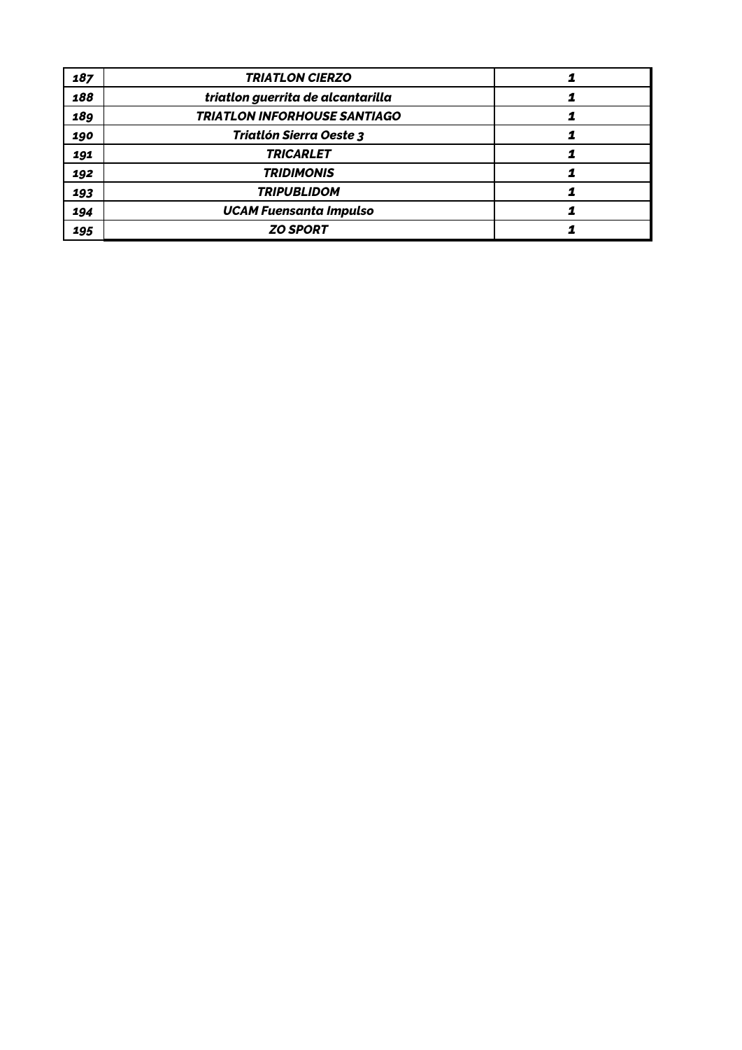| | | |
|---|---|---|
| *187* | ***TRIATLON CIERZO*** | *1* |
| *188* | ***triatlon guerrita de alcantarilla*** | *1* |
| *189* | ***TRIATLON INFORHOUSE SANTIAGO*** | *1* |
| *190* | ***Triatlón Sierra Oeste 3*** | *1* |
| *191* | ***TRICARLET*** | *1* |
| *192* | ***TRIDIMONIS*** | *1* |
| *193* | ***TRIPUBLIDOM*** | *1* |
| *194* | ***UCAM Fuensanta Impulso*** | *1* |
| *195* | ***ZO SPORT*** | *1* |